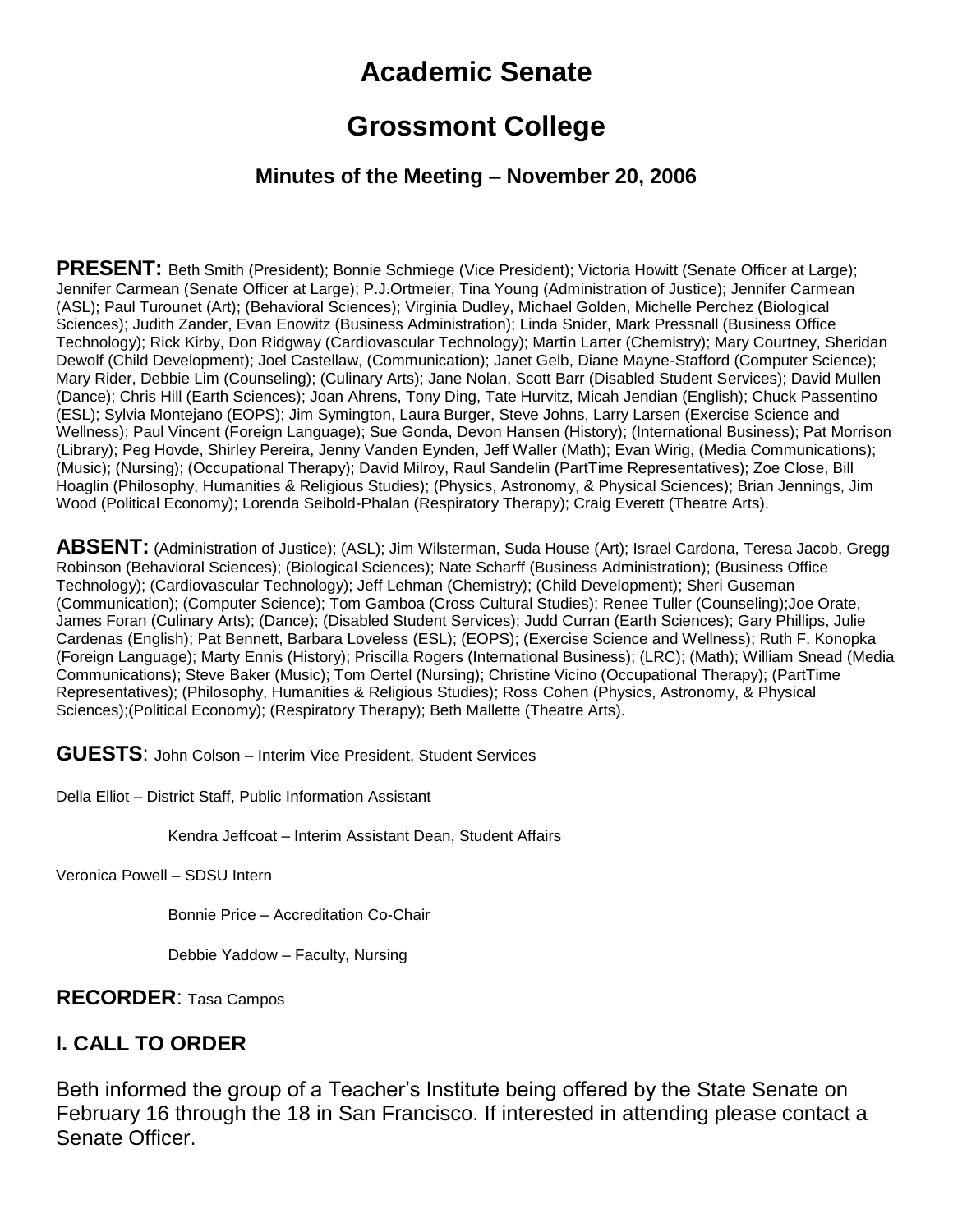# Academic Senate

# Grossmont College

### Minutes of the Meeting – November 20, 2006

**PRESENT:** Beth Smith (President); Bonnie Schmiege (Vice President); Victoria Howitt (Senate Officer at Large); Jennifer Carmean (Senate Officer at Large); P.J.Ortmeier, Tina Young (Administration of Justice); Jennifer Carmean (ASL); Paul Turounet (Art); (Behavioral Sciences); Virginia Dudley, Michael Golden, Michelle Perchez (Biological Sciences); Judith Zander, Evan Enowitz (Business Administration); Linda Snider, Mark Pressnall (Business Office Technology); Rick Kirby, Don Ridgway (Cardiovascular Technology); Martin Larter (Chemistry); Mary Courtney, Sheridan Dewolf (Child Development); Joel Castellaw, (Communication); Janet Gelb, Diane Mayne-Stafford (Computer Science); Mary Rider, Debbie Lim (Counseling); (Culinary Arts); Jane Nolan, Scott Barr (Disabled Student Services); David Mullen (Dance); Chris Hill (Earth Sciences); Joan Ahrens, Tony Ding, Tate Hurvitz, Micah Jendian (English); Chuck Passentino (ESL); Sylvia Montejano (EOPS); Jim Symington, Laura Burger, Steve Johns, Larry Larsen (Exercise Science and Wellness); Paul Vincent (Foreign Language); Sue Gonda, Devon Hansen (History); (International Business); Pat Morrison (Library); Peg Hovde, Shirley Pereira, Jenny Vanden Eynden, Jeff Waller (Math); Evan Wirig, (Media Communications); (Music); (Nursing); (Occupational Therapy); David Milroy, Raul Sandelin (PartTime Representatives); Zoe Close, Bill Hoaglin (Philosophy, Humanities & Religious Studies); (Physics, Astronomy, & Physical Sciences); Brian Jennings, Jim Wood (Political Economy); Lorenda Seibold-Phalan (Respiratory Therapy); Craig Everett (Theatre Arts).

**ABSENT:** (Administration of Justice); (ASL); Jim Wilsterman, Suda House (Art); Israel Cardona, Teresa Jacob, Gregg Robinson (Behavioral Sciences); (Biological Sciences); Nate Scharff (Business Administration); (Business Office Technology); (Cardiovascular Technology); Jeff Lehman (Chemistry); (Child Development); Sheri Guseman (Communication); (Computer Science); Tom Gamboa (Cross Cultural Studies); Renee Tuller (Counseling);Joe Orate, James Foran (Culinary Arts); (Dance); (Disabled Student Services); Judd Curran (Earth Sciences); Gary Phillips, Julie Cardenas (English); Pat Bennett, Barbara Loveless (ESL); (EOPS); (Exercise Science and Wellness); Ruth F. Konopka (Foreign Language); Marty Ennis (History); Priscilla Rogers (International Business); (LRC); (Math); William Snead (Media Communications); Steve Baker (Music); Tom Oertel (Nursing); Christine Vicino (Occupational Therapy); (PartTime Representatives); (Philosophy, Humanities & Religious Studies); Ross Cohen (Physics, Astronomy, & Physical Sciences);(Political Economy); (Respiratory Therapy); Beth Mallette (Theatre Arts).

**GUESTS**: John Colson – Interim Vice President, Student Services

Della Elliot – District Staff, Public Information Assistant

Kendra Jeffcoat – Interim Assistant Dean, Student Affairs

Veronica Powell – SDSU Intern

Bonnie Price – Accreditation Co-Chair

Debbie Yaddow – Faculty, Nursing

**RECORDER**: Tasa Campos

## I. CALL TO ORDER

Beth informed the group of a Teacher's Institute being offered by the State Senate on February 16 through the 18 in San Francisco. If interested in attending please contact a Senate Officer.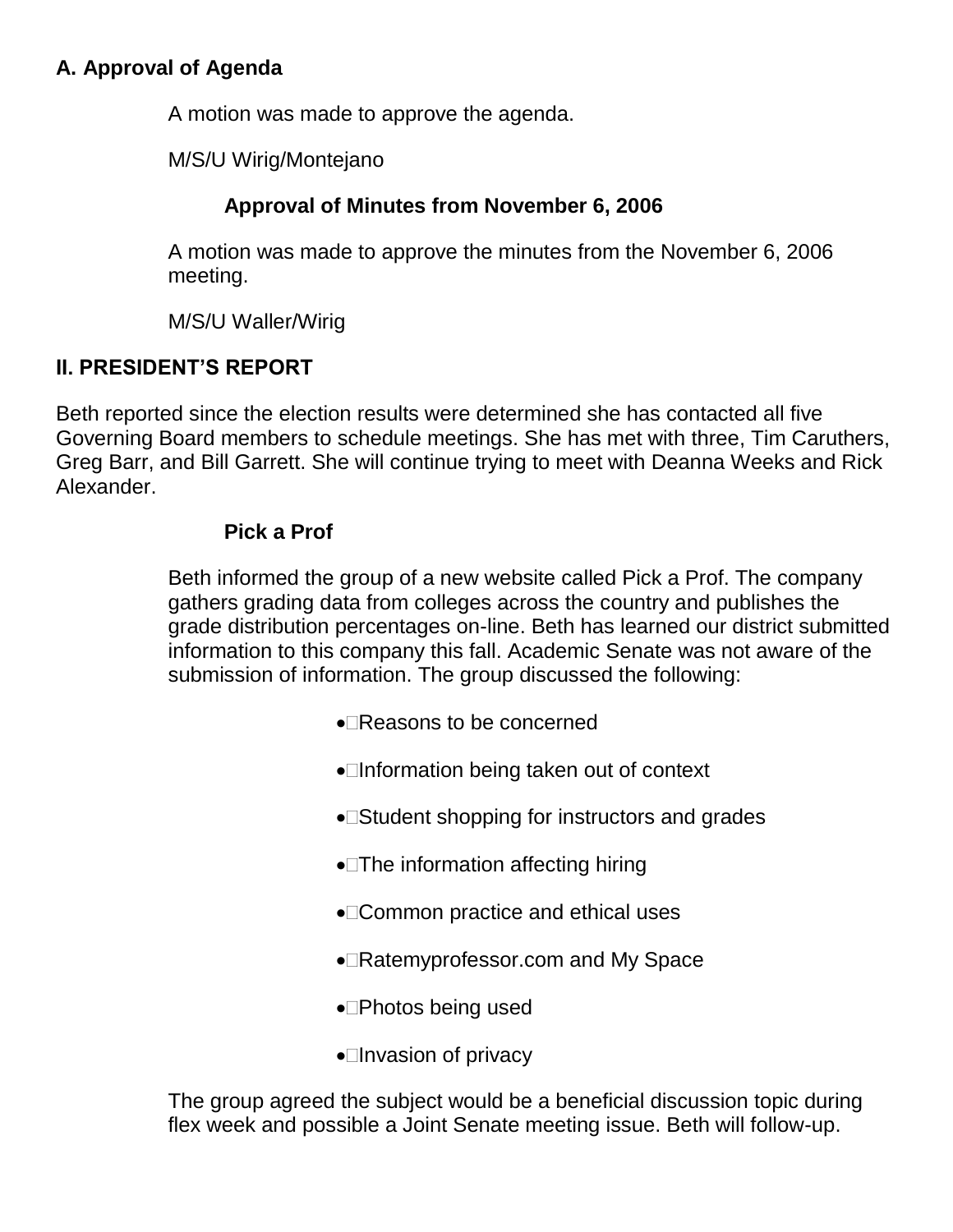### A. Approval of Agenda

A motion was made to approve the agenda.

M/S/U Wirig/Montejano

#### Approval of Minutes from November 6, 2006

A motion was made to approve the minutes from the November 6, 2006 meeting.

M/S/U Waller/Wirig

## II. PRESIDENT'S REPORT

Beth reported since the election results were determined she has contacted all five Governing Board members to schedule meetings. She has met with three, Tim Caruthers, Greg Barr, and Bill Garrett. She will continue trying to meet with Deanna Weeks and Rick Alexander.

#### Pick a Prof

Beth informed the group of a new website called Pick a Prof. The company gathers grading data from colleges across the country and publishes the grade distribution percentages on-line. Beth has learned our district submitted information to this company this fall. Academic Senate was not aware of the submission of information. The group discussed the following:

- Reasons to be concerned
- Information being taken out of context
- Student shopping for instructors and grades
- The information affecting hiring
- Common practice and ethical uses
- Ratemyprofessor.com and My Space
- Photos being used
- Invasion of privacy

The group agreed the subject would be a beneficial discussion topic during flex week and possible a Joint Senate meeting issue. Beth will follow-up.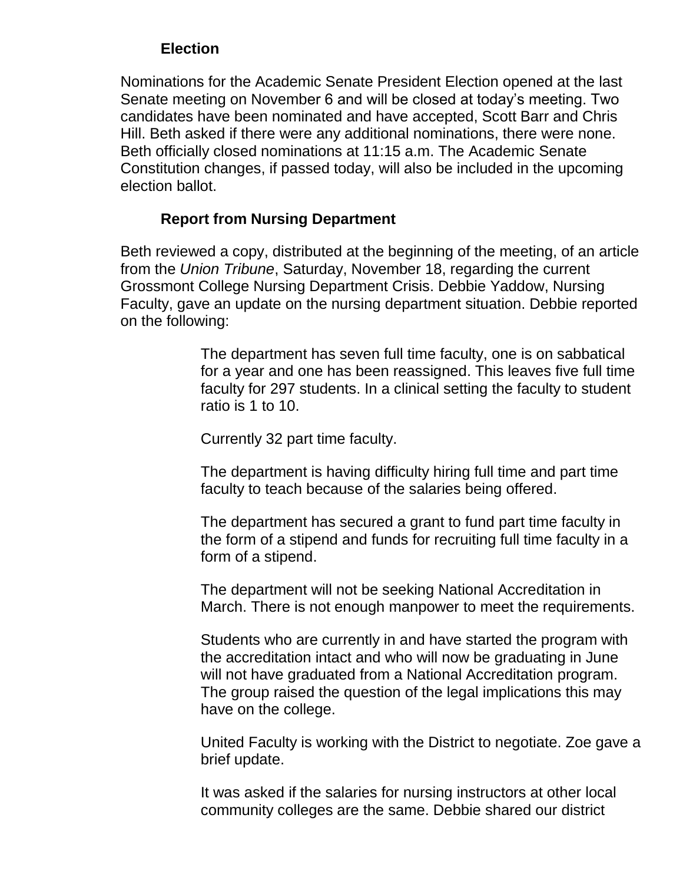### Election

Nominations for the Academic Senate President Election opened at the last Senate meeting on November 6 and will be closed at today's meeting. Two candidates have been nominated and have accepted, Scott Barr and Chris Hill. Beth asked if there were any additional nominations, there were none. Beth officially closed nominations at 11:15 a.m. The Academic Senate Constitution changes, if passed today, will also be included in the upcoming election ballot.

### Report from Nursing Department

Beth reviewed a copy, distributed at the beginning of the meeting, of an article from the *Union Tribune*, Saturday, November 18, regarding the current Grossmont College Nursing Department Crisis. Debbie Yaddow, Nursing Faculty, gave an update on the nursing department situation. Debbie reported on the following:

The department has seven full time faculty, one is on sabbatical for a year and one has been reassigned. This leaves five full time faculty for 297 students. In a clinical setting the faculty to student ratio is 1 to 10.

Currently 32 part time faculty.

The department is having difficulty hiring full time and part time faculty to teach because of the salaries being offered.

The department has secured a grant to fund part time faculty in the form of a stipend and funds for recruiting full time faculty in a form of a stipend.

The department will not be seeking National Accreditation in March. There is not enough manpower to meet the requirements.

Students who are currently in and have started the program with the accreditation intact and who will now be graduating in June will not have graduated from a National Accreditation program. The group raised the question of the legal implications this may have on the college.

United Faculty is working with the District to negotiate. Zoe gave a brief update.

It was asked if the salaries for nursing instructors at other local community colleges are the same. Debbie shared our district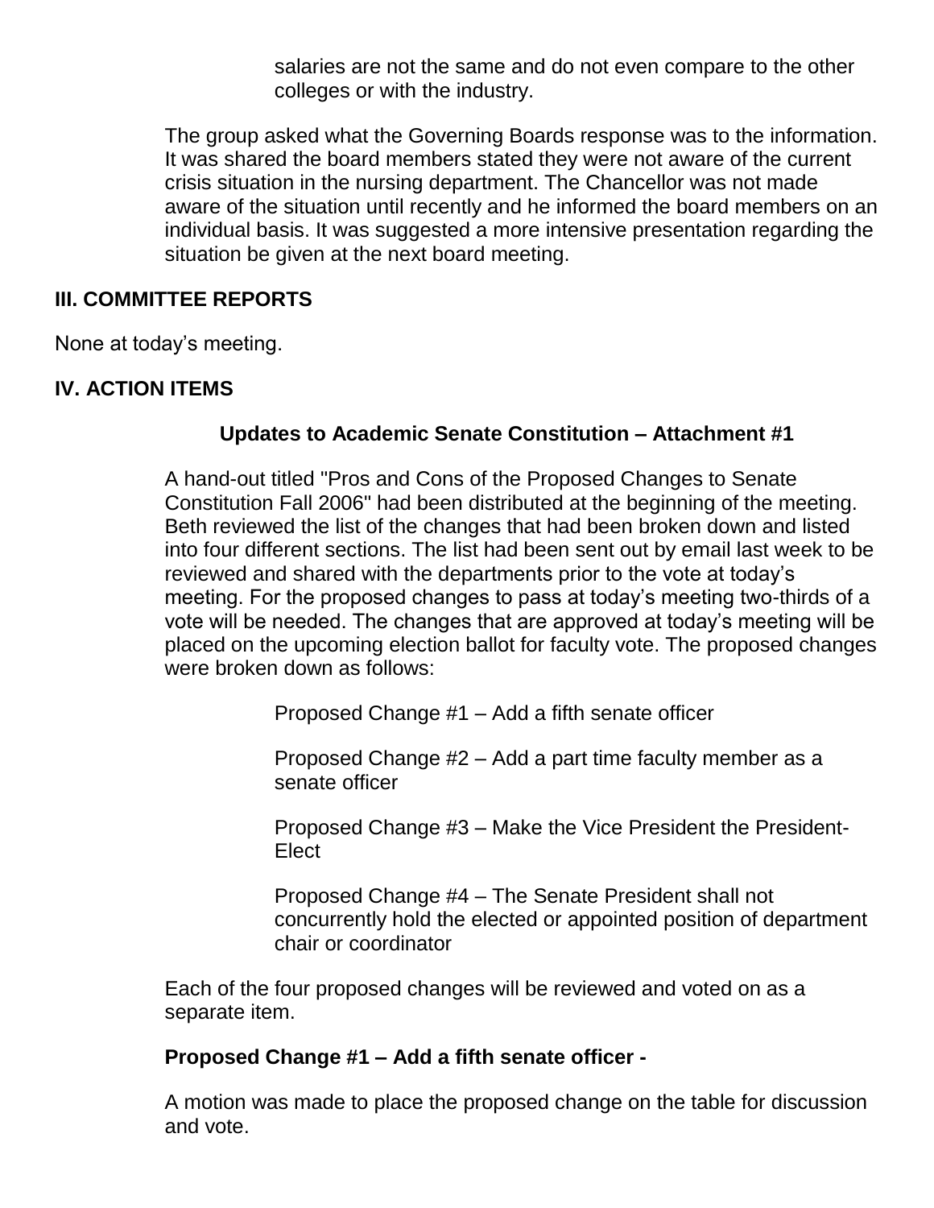salaries are not the same and do not even compare to the other colleges or with the industry.

The group asked what the Governing Boards response was to the information. It was shared the board members stated they were not aware of the current crisis situation in the nursing department. The Chancellor was not made aware of the situation until recently and he informed the board members on an individual basis. It was suggested a more intensive presentation regarding the situation be given at the next board meeting.

## III. COMMITTEE REPORTS

None at today's meeting.

## IV. ACTION ITEMS

### Updates to Academic Senate Constitution – Attachment #1

A hand-out titled "Pros and Cons of the Proposed Changes to Senate Constitution Fall 2006" had been distributed at the beginning of the meeting. Beth reviewed the list of the changes that had been broken down and listed into four different sections. The list had been sent out by email last week to be reviewed and shared with the departments prior to the vote at today's meeting. For the proposed changes to pass at today's meeting two-thirds of a vote will be needed. The changes that are approved at today's meeting will be placed on the upcoming election ballot for faculty vote. The proposed changes were broken down as follows:

Proposed Change #1 – Add a fifth senate officer

Proposed Change #2 – Add a part time faculty member as a senate officer

Proposed Change #3 – Make the Vice President the President-Elect

Proposed Change #4 – The Senate President shall not concurrently hold the elected or appointed position of department chair or coordinator

Each of the four proposed changes will be reviewed and voted on as a separate item.

**Proposed Change #1 – Add a fifth senate officer -**

A motion was made to place the proposed change on the table for discussion and vote.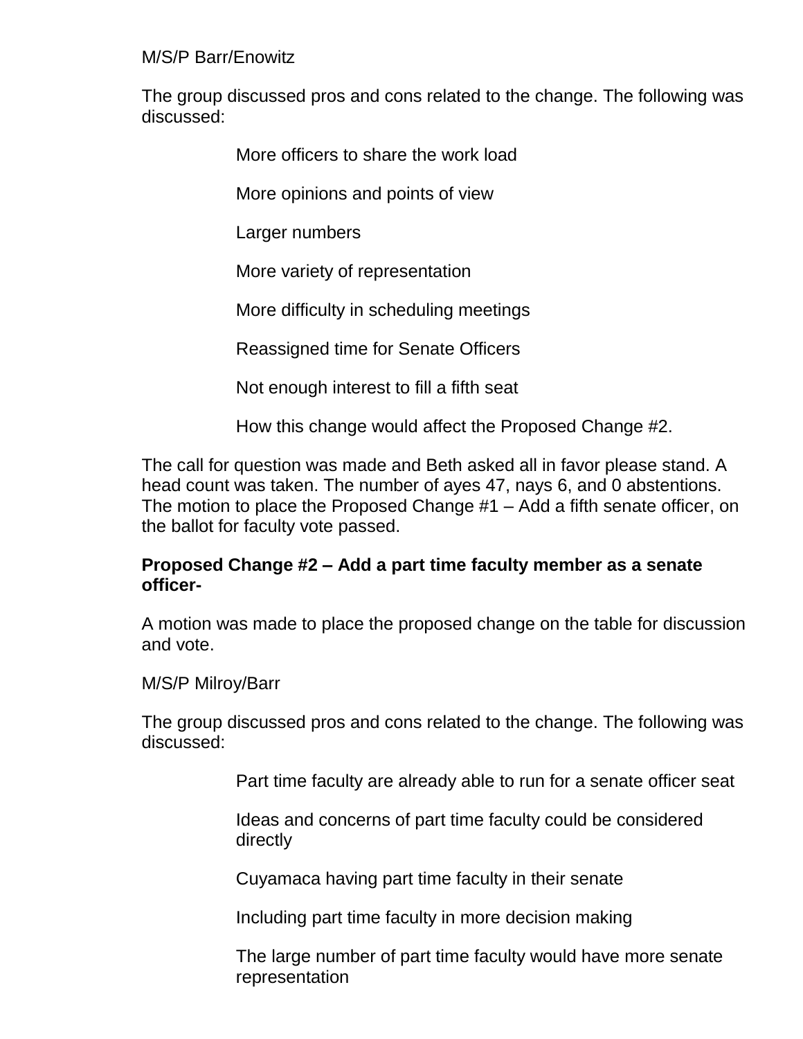M/S/P Barr/Enowitz

The group discussed pros and cons related to the change. The following was discussed:

- More officers to share the work load
- More opinions and points of view
- Larger numbers
- More variety of representation
- More difficulty in scheduling meetings
- Reassigned time for Senate Officers
- Not enough interest to fill a fifth seat
- How this change would affect the Proposed Change #2.

The call for question was made and Beth asked all in favor please stand. A head count was taken. The number of ayes 47, nays 6, and 0 abstentions. The motion to place the Proposed Change #1 – Add a fifth senate officer, on the ballot for faculty vote passed.

**Proposed Change #2 – Add a part time faculty member as a senate officer-**

A motion was made to place the proposed change on the table for discussion and vote.

M/S/P Milroy/Barr

The group discussed pros and cons related to the change. The following was discussed:

- Part time faculty are already able to run for a senate officer seat
- Ideas and concerns of part time faculty could be considered directly
- Cuyamaca having part time faculty in their senate
- Including part time faculty in more decision making
- The large number of part time faculty would have more senate representation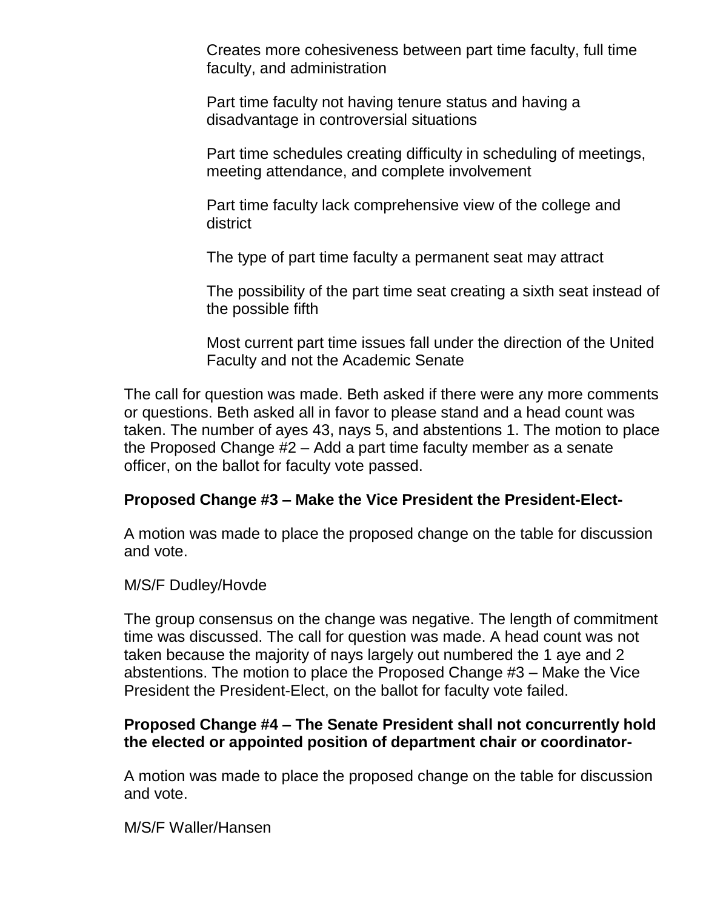Creates more cohesiveness between part time faculty, full time faculty, and administration

Part time faculty not having tenure status and having a disadvantage in controversial situations

Part time schedules creating difficulty in scheduling of meetings, meeting attendance, and complete involvement

Part time faculty lack comprehensive view of the college and district

The type of part time faculty a permanent seat may attract

The possibility of the part time seat creating a sixth seat instead of the possible fifth

Most current part time issues fall under the direction of the United Faculty and not the Academic Senate

The call for question was made. Beth asked if there were any more comments or questions. Beth asked all in favor to please stand and a head count was taken. The number of ayes 43, nays 5, and abstentions 1. The motion to place the Proposed Change #2 – Add a part time faculty member as a senate officer, on the ballot for faculty vote passed.

**Proposed Change #3 – Make the Vice President the President-Elect-**

A motion was made to place the proposed change on the table for discussion and vote.

M/S/F Dudley/Hovde

The group consensus on the change was negative. The length of commitment time was discussed. The call for question was made. A head count was not taken because the majority of nays largely out numbered the 1 aye and 2 abstentions. The motion to place the Proposed Change #3 – Make the Vice President the President-Elect, on the ballot for faculty vote failed.

**Proposed Change #4 – The Senate President shall not concurrently hold the elected or appointed position of department chair or coordinator-**

A motion was made to place the proposed change on the table for discussion and vote.

M/S/F Waller/Hansen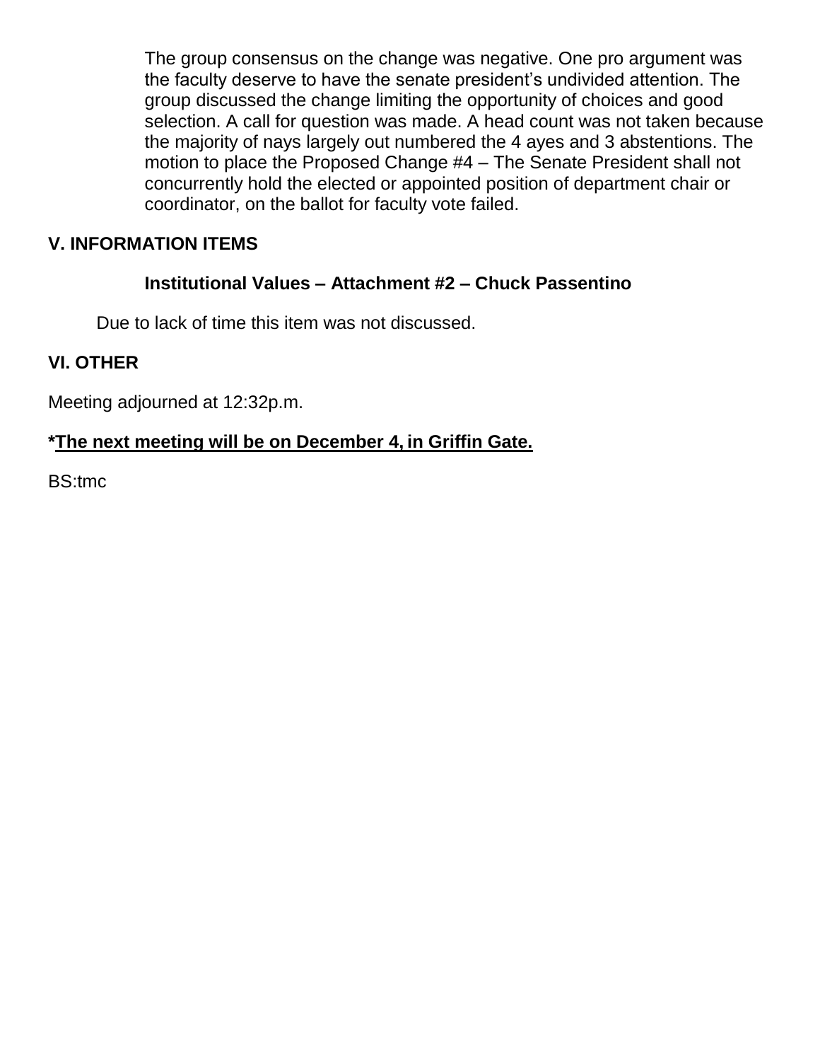The group consensus on the change was negative. One pro argument was the faculty deserve to have the senate president's undivided attention. The group discussed the change limiting the opportunity of choices and good selection. A call for question was made. A head count was not taken because the majority of nays largely out numbered the 4 ayes and 3 abstentions. The motion to place the Proposed Change #4 – The Senate President shall not concurrently hold the elected or appointed position of department chair or coordinator, on the ballot for faculty vote failed.

## V. INFORMATION ITEMS

**Institutional Values – Attachment #2 – Chuck Passentino**

Due to lack of time this item was not discussed.

## VI. OTHER

Meeting adjourned at 12:32p.m.

**\*<u>The next meeting will be on December 4, in Griffin Gate.</u>**

BS:tmc